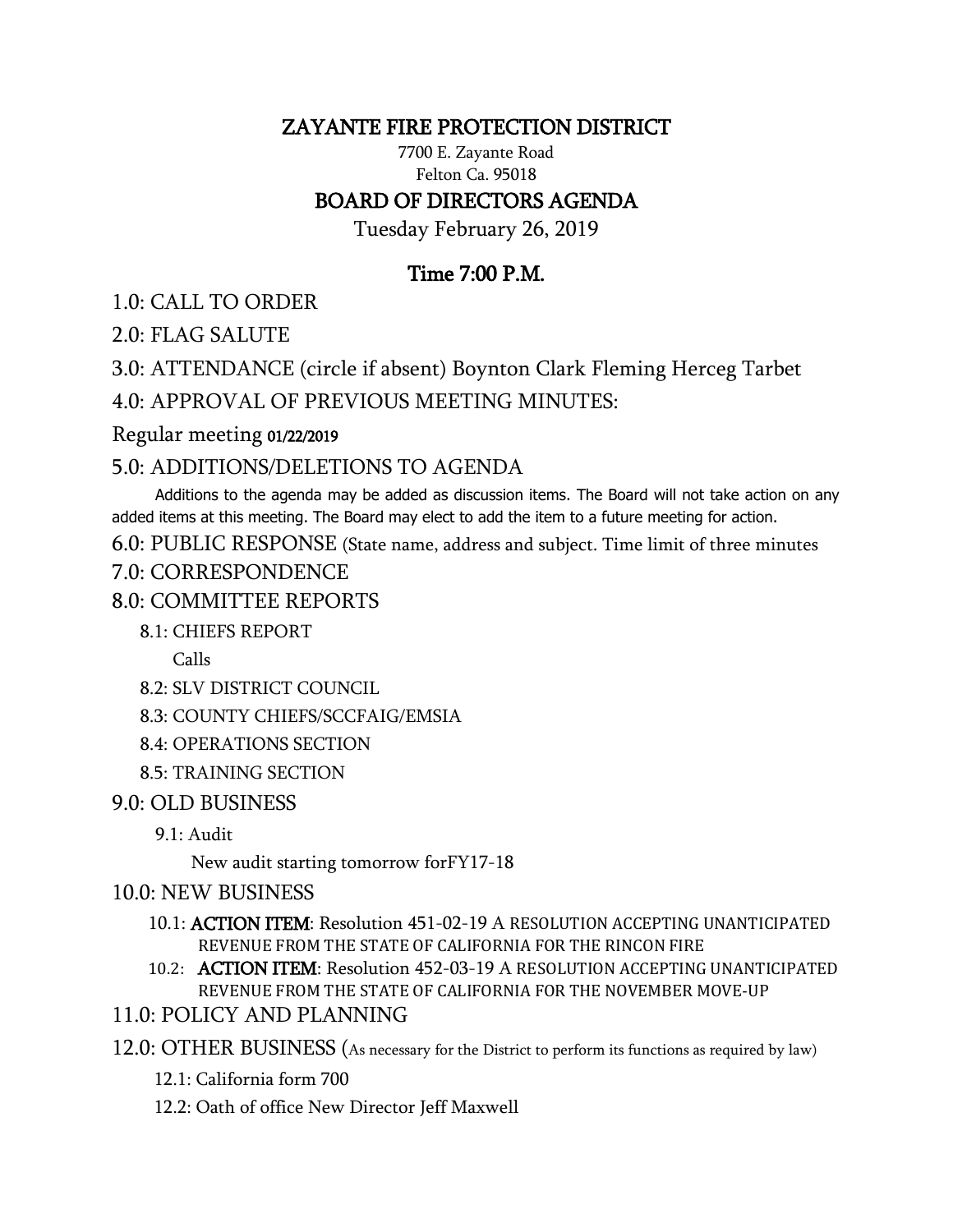# ZAYANTE FIRE PROTECTION DISTRICT

7700 E. Zayante Road
Felton Ca. 95018

## BOARD OF DIRECTORS AGENDA

Tuesday February 26, 2019

### Time 7:00 P.M.

1.0: CALL TO ORDER

2.0: FLAG SALUTE

3.0: ATTENDANCE (circle if absent) Boynton Clark Fleming Herceg Tarbet

4.0: APPROVAL OF PREVIOUS MEETING MINUTES:

Regular meeting 01/22/2019

5.0: ADDITIONS/DELETIONS TO AGENDA

Additions to the agenda may be added as discussion items. The Board will not take action on any added items at this meeting. The Board may elect to add the item to a future meeting for action.

6.0: PUBLIC RESPONSE (State name, address and subject. Time limit of three minutes

7.0: CORRESPONDENCE

8.0: COMMITTEE REPORTS

- 8.1: CHIEFS REPORT
  - Calls
- 8.2: SLV DISTRICT COUNCIL
- 8.3: COUNTY CHIEFS/SCCFAIG/EMSIA
- 8.4: OPERATIONS SECTION
- 8.5: TRAINING SECTION

9.0: OLD BUSINESS

- 9.1: Audit
  - New audit starting tomorrow forFY17-18

10.0: NEW BUSINESS

- 10.1: **ACTION ITEM**: Resolution 451-02-19 A RESOLUTION ACCEPTING UNANTICIPATED REVENUE FROM THE STATE OF CALIFORNIA FOR THE RINCON FIRE
- 10.2: **ACTION ITEM**: Resolution 452-03-19 A RESOLUTION ACCEPTING UNANTICIPATED REVENUE FROM THE STATE OF CALIFORNIA FOR THE NOVEMBER MOVE-UP

11.0: POLICY AND PLANNING

12.0: OTHER BUSINESS (As necessary for the District to perform its functions as required by law)

- 12.1: California form 700
- 12.2: Oath of office New Director Jeff Maxwell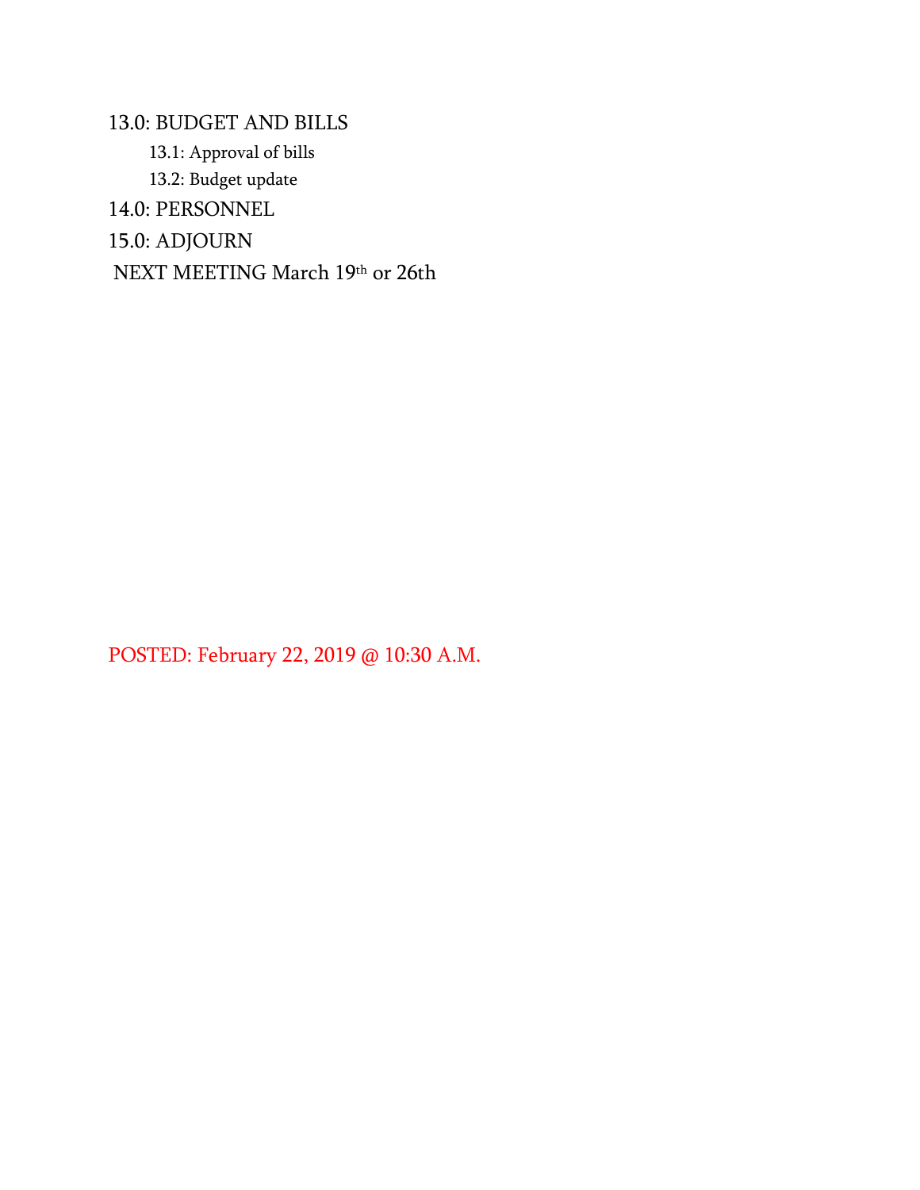13.0: BUDGET AND BILLS

- 13.1: Approval of bills
- 13.2: Budget update

14.0: PERSONNEL

15.0: ADJOURN

NEXT MEETING March 19th or 26th

POSTED: February 22, 2019 @ 10:30 A.M.